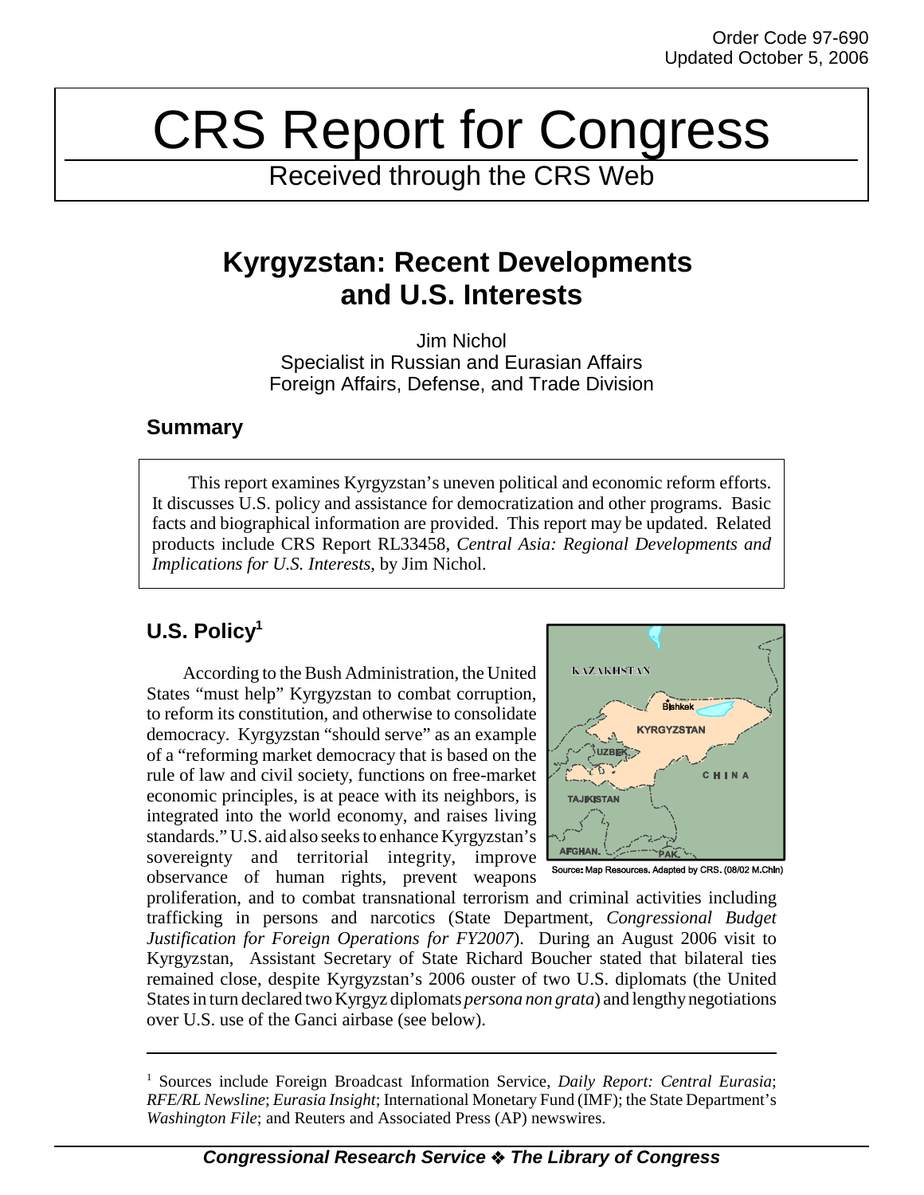Order Code 97-690
Updated October 5, 2006

# CRS Report for Congress

Received through the CRS Web

## Kyrgyzstan: Recent Developments and U.S. Interests

Jim Nichol
Specialist in Russian and Eurasian Affairs
Foreign Affairs, Defense, and Trade Division

### Summary

This report examines Kyrgyzstan's uneven political and economic reform efforts. It discusses U.S. policy and assistance for democratization and other programs. Basic facts and biographical information are provided. This report may be updated. Related products include CRS Report RL33458, *Central Asia: Regional Developments and Implications for U.S. Interests*, by Jim Nichol.

### U.S. Policy[1]

According to the Bush Administration, the United States "must help" Kyrgyzstan to combat corruption, to reform its constitution, and otherwise to consolidate democracy. Kyrgyzstan "should serve" as an example of a "reforming market democracy that is based on the rule of law and civil society, functions on free-market economic principles, is at peace with its neighbors, is integrated into the world economy, and raises living standards." U.S. aid also seeks to enhance Kyrgyzstan's sovereignty and territorial integrity, improve observance of human rights, prevent weapons proliferation, and to combat transnational terrorism and criminal activities including trafficking in persons and narcotics (State Department, *Congressional Budget Justification for Foreign Operations for FY2007*). During an August 2006 visit to Kyrgyzstan, Assistant Secretary of State Richard Boucher stated that bilateral ties remained close, despite Kyrgyzstan's 2006 ouster of two U.S. diplomats (the United States in turn declared two Kyrgyz diplomats *persona non grata*) and lengthy negotiations over U.S. use of the Ganci airbase (see below).

Source: Map Resources. Adapted by CRS. (08/02 M.Chin)

[1] Sources include Foreign Broadcast Information Service, *Daily Report: Central Eurasia*; *RFE/RL Newsline*; *Eurasia Insight*; International Monetary Fund (IMF); the State Department's *Washington File*; and Reuters and Associated Press (AP) newswires.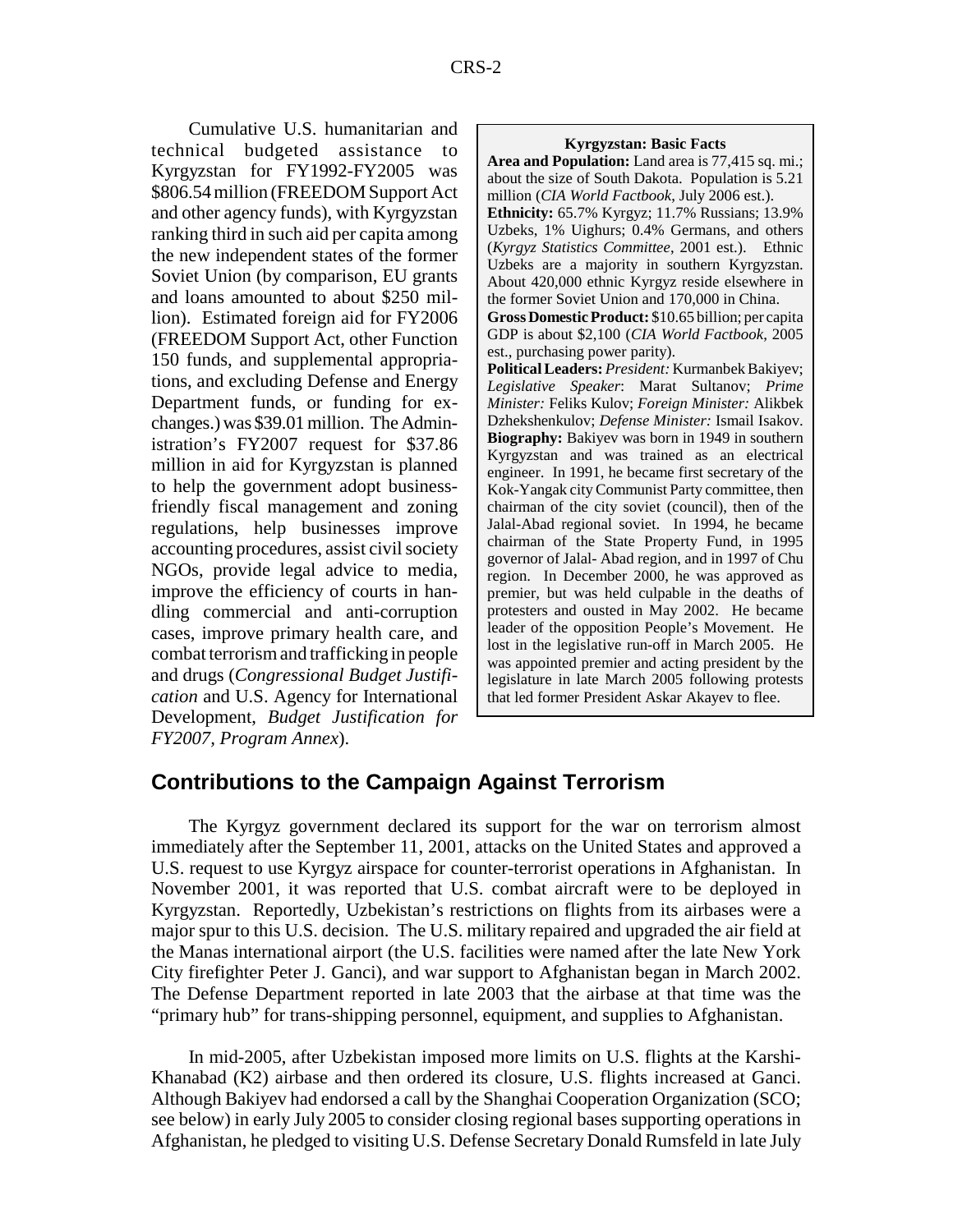Cumulative U.S. humanitarian and technical budgeted assistance to Kyrgyzstan for FY1992-FY2005 was \$806.54 million (FREEDOM Support Act and other agency funds), with Kyrgyzstan ranking third in such aid per capita among the new independent states of the former Soviet Union (by comparison, EU grants and loans amounted to about \$250 million). Estimated foreign aid for FY2006 (FREEDOM Support Act, other Function 150 funds, and supplemental appropriations, and excluding Defense and Energy Department funds, or funding for exchanges.) was \$39.01 million. The Administration's FY2007 request for \$37.86 million in aid for Kyrgyzstan is planned to help the government adopt business-friendly fiscal management and zoning regulations, help businesses improve accounting procedures, assist civil society NGOs, provide legal advice to media, improve the efficiency of courts in handling commercial and anti-corruption cases, improve primary health care, and combat terrorism and trafficking in people and drugs (*Congressional Budget Justification* and U.S. Agency for International Development, *Budget Justification for FY2007, Program Annex*).

> **Kyrgyzstan: Basic Facts**
>
> **Area and Population:** Land area is 77,415 sq. mi.; about the size of South Dakota. Population is 5.21 million (*CIA World Factbook*, July 2006 est.).
>
> **Ethnicity:** 65.7% Kyrgyz; 11.7% Russians; 13.9% Uzbeks, 1% Uighurs; 0.4% Germans, and others (*Kyrgyz Statistics Committee*, 2001 est.). Ethnic Uzbeks are a majority in southern Kyrgyzstan. About 420,000 ethnic Kyrgyz reside elsewhere in the former Soviet Union and 170,000 in China.
>
> **Gross Domestic Product:** \$10.65 billion; per capita GDP is about \$2,100 (*CIA World Factbook*, 2005 est., purchasing power parity).
>
> **Political Leaders:** *President:* Kurmanbek Bakiyev; *Legislative Speaker*: Marat Sultanov; *Prime Minister:* Feliks Kulov; *Foreign Minister:* Alikbek Dzhekshenkulov; *Defense Minister:* Ismail Isakov.
>
> **Biography:** Bakiyev was born in 1949 in southern Kyrgyzstan and was trained as an electrical engineer. In 1991, he became first secretary of the Kok-Yangak city Communist Party committee, then chairman of the city soviet (council), then of the Jalal-Abad regional soviet. In 1994, he became chairman of the State Property Fund, in 1995 governor of Jalal- Abad region, and in 1997 of Chu region. In December 2000, he was approved as premier, but was held culpable in the deaths of protesters and ousted in May 2002. He became leader of the opposition People's Movement. He lost in the legislative run-off in March 2005. He was appointed premier and acting president by the legislature in late March 2005 following protests that led former President Askar Akayev to flee.

## Contributions to the Campaign Against Terrorism

The Kyrgyz government declared its support for the war on terrorism almost immediately after the September 11, 2001, attacks on the United States and approved a U.S. request to use Kyrgyz airspace for counter-terrorist operations in Afghanistan. In November 2001, it was reported that U.S. combat aircraft were to be deployed in Kyrgyzstan. Reportedly, Uzbekistan's restrictions on flights from its airbases were a major spur to this U.S. decision. The U.S. military repaired and upgraded the air field at the Manas international airport (the U.S. facilities were named after the late New York City firefighter Peter J. Ganci), and war support to Afghanistan began in March 2002. The Defense Department reported in late 2003 that the airbase at that time was the "primary hub" for trans-shipping personnel, equipment, and supplies to Afghanistan.

In mid-2005, after Uzbekistan imposed more limits on U.S. flights at the Karshi-Khanabad (K2) airbase and then ordered its closure, U.S. flights increased at Ganci. Although Bakiyev had endorsed a call by the Shanghai Cooperation Organization (SCO; see below) in early July 2005 to consider closing regional bases supporting operations in Afghanistan, he pledged to visiting U.S. Defense Secretary Donald Rumsfeld in late July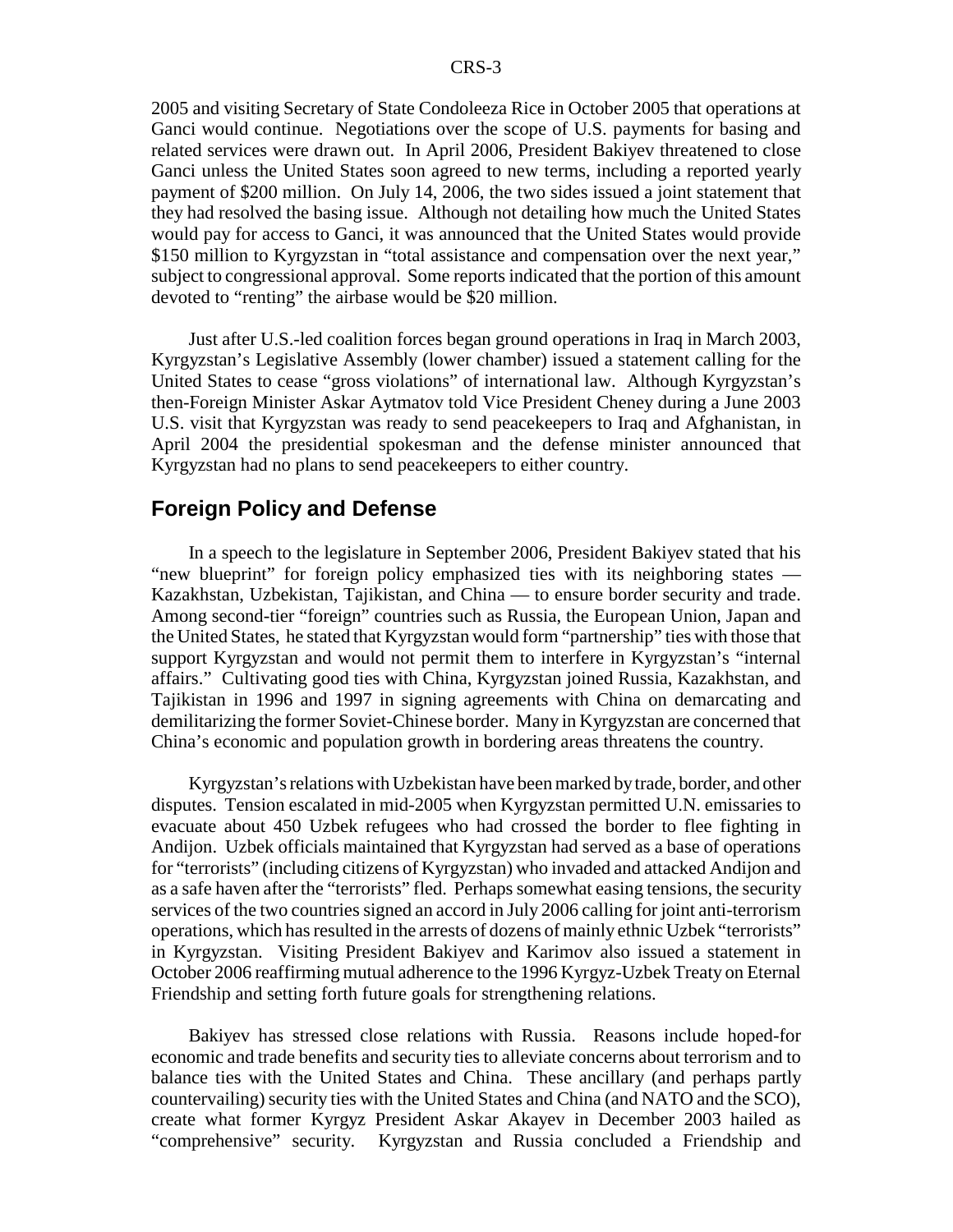2005 and visiting Secretary of State Condoleeza Rice in October 2005 that operations at Ganci would continue. Negotiations over the scope of U.S. payments for basing and related services were drawn out. In April 2006, President Bakiyev threatened to close Ganci unless the United States soon agreed to new terms, including a reported yearly payment of $200 million. On July 14, 2006, the two sides issued a joint statement that they had resolved the basing issue. Although not detailing how much the United States would pay for access to Ganci, it was announced that the United States would provide $150 million to Kyrgyzstan in "total assistance and compensation over the next year," subject to congressional approval. Some reports indicated that the portion of this amount devoted to "renting" the airbase would be $20 million.

Just after U.S.-led coalition forces began ground operations in Iraq in March 2003, Kyrgyzstan's Legislative Assembly (lower chamber) issued a statement calling for the United States to cease "gross violations" of international law. Although Kyrgyzstan's then-Foreign Minister Askar Aytmatov told Vice President Cheney during a June 2003 U.S. visit that Kyrgyzstan was ready to send peacekeepers to Iraq and Afghanistan, in April 2004 the presidential spokesman and the defense minister announced that Kyrgyzstan had no plans to send peacekeepers to either country.

## Foreign Policy and Defense

In a speech to the legislature in September 2006, President Bakiyev stated that his "new blueprint" for foreign policy emphasized ties with its neighboring states — Kazakhstan, Uzbekistan, Tajikistan, and China — to ensure border security and trade. Among second-tier "foreign" countries such as Russia, the European Union, Japan and the United States, he stated that Kyrgyzstan would form "partnership" ties with those that support Kyrgyzstan and would not permit them to interfere in Kyrgyzstan's "internal affairs." Cultivating good ties with China, Kyrgyzstan joined Russia, Kazakhstan, and Tajikistan in 1996 and 1997 in signing agreements with China on demarcating and demilitarizing the former Soviet-Chinese border. Many in Kyrgyzstan are concerned that China's economic and population growth in bordering areas threatens the country.

Kyrgyzstan's relations with Uzbekistan have been marked by trade, border, and other disputes. Tension escalated in mid-2005 when Kyrgyzstan permitted U.N. emissaries to evacuate about 450 Uzbek refugees who had crossed the border to flee fighting in Andijon. Uzbek officials maintained that Kyrgyzstan had served as a base of operations for "terrorists" (including citizens of Kyrgyzstan) who invaded and attacked Andijon and as a safe haven after the "terrorists" fled. Perhaps somewhat easing tensions, the security services of the two countries signed an accord in July 2006 calling for joint anti-terrorism operations, which has resulted in the arrests of dozens of mainly ethnic Uzbek "terrorists" in Kyrgyzstan. Visiting President Bakiyev and Karimov also issued a statement in October 2006 reaffirming mutual adherence to the 1996 Kyrgyz-Uzbek Treaty on Eternal Friendship and setting forth future goals for strengthening relations.

Bakiyev has stressed close relations with Russia. Reasons include hoped-for economic and trade benefits and security ties to alleviate concerns about terrorism and to balance ties with the United States and China. These ancillary (and perhaps partly countervailing) security ties with the United States and China (and NATO and the SCO), create what former Kyrgyz President Askar Akayev in December 2003 hailed as "comprehensive" security. Kyrgyzstan and Russia concluded a Friendship and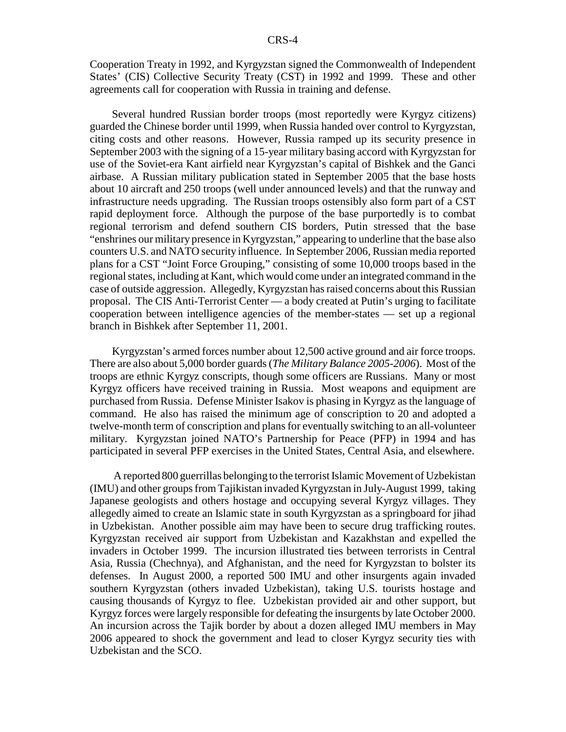Cooperation Treaty in 1992, and Kyrgyzstan signed the Commonwealth of Independent States' (CIS) Collective Security Treaty (CST) in 1992 and 1999. These and other agreements call for cooperation with Russia in training and defense.

Several hundred Russian border troops (most reportedly were Kyrgyz citizens) guarded the Chinese border until 1999, when Russia handed over control to Kyrgyzstan, citing costs and other reasons. However, Russia ramped up its security presence in September 2003 with the signing of a 15-year military basing accord with Kyrgyzstan for use of the Soviet-era Kant airfield near Kyrgyzstan's capital of Bishkek and the Ganci airbase. A Russian military publication stated in September 2005 that the base hosts about 10 aircraft and 250 troops (well under announced levels) and that the runway and infrastructure needs upgrading. The Russian troops ostensibly also form part of a CST rapid deployment force. Although the purpose of the base purportedly is to combat regional terrorism and defend southern CIS borders, Putin stressed that the base "enshrines our military presence in Kyrgyzstan," appearing to underline that the base also counters U.S. and NATO security influence. In September 2006, Russian media reported plans for a CST "Joint Force Grouping," consisting of some 10,000 troops based in the regional states, including at Kant, which would come under an integrated command in the case of outside aggression. Allegedly, Kyrgyzstan has raised concerns about this Russian proposal. The CIS Anti-Terrorist Center — a body created at Putin's urging to facilitate cooperation between intelligence agencies of the member-states — set up a regional branch in Bishkek after September 11, 2001.

Kyrgyzstan's armed forces number about 12,500 active ground and air force troops. There are also about 5,000 border guards (*The Military Balance 2005-2006*). Most of the troops are ethnic Kyrgyz conscripts, though some officers are Russians. Many or most Kyrgyz officers have received training in Russia. Most weapons and equipment are purchased from Russia. Defense Minister Isakov is phasing in Kyrgyz as the language of command. He also has raised the minimum age of conscription to 20 and adopted a twelve-month term of conscription and plans for eventually switching to an all-volunteer military. Kyrgyzstan joined NATO's Partnership for Peace (PFP) in 1994 and has participated in several PFP exercises in the United States, Central Asia, and elsewhere.

A reported 800 guerrillas belonging to the terrorist Islamic Movement of Uzbekistan (IMU) and other groups from Tajikistan invaded Kyrgyzstan in July-August 1999, taking Japanese geologists and others hostage and occupying several Kyrgyz villages. They allegedly aimed to create an Islamic state in south Kyrgyzstan as a springboard for jihad in Uzbekistan. Another possible aim may have been to secure drug trafficking routes. Kyrgyzstan received air support from Uzbekistan and Kazakhstan and expelled the invaders in October 1999. The incursion illustrated ties between terrorists in Central Asia, Russia (Chechnya), and Afghanistan, and the need for Kyrgyzstan to bolster its defenses. In August 2000, a reported 500 IMU and other insurgents again invaded southern Kyrgyzstan (others invaded Uzbekistan), taking U.S. tourists hostage and causing thousands of Kyrgyz to flee. Uzbekistan provided air and other support, but Kyrgyz forces were largely responsible for defeating the insurgents by late October 2000. An incursion across the Tajik border by about a dozen alleged IMU members in May 2006 appeared to shock the government and lead to closer Kyrgyz security ties with Uzbekistan and the SCO.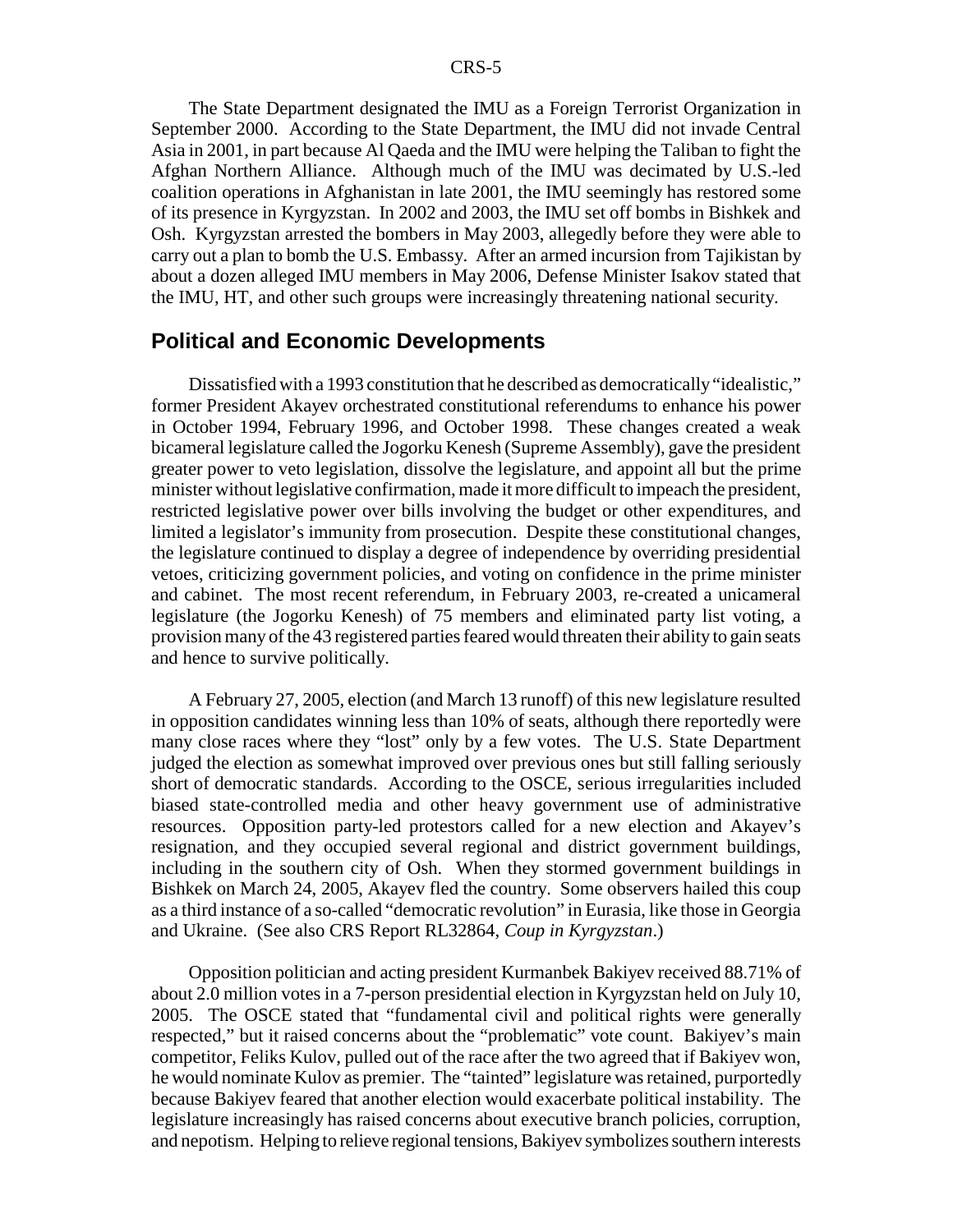The State Department designated the IMU as a Foreign Terrorist Organization in September 2000. According to the State Department, the IMU did not invade Central Asia in 2001, in part because Al Qaeda and the IMU were helping the Taliban to fight the Afghan Northern Alliance. Although much of the IMU was decimated by U.S.-led coalition operations in Afghanistan in late 2001, the IMU seemingly has restored some of its presence in Kyrgyzstan. In 2002 and 2003, the IMU set off bombs in Bishkek and Osh. Kyrgyzstan arrested the bombers in May 2003, allegedly before they were able to carry out a plan to bomb the U.S. Embassy. After an armed incursion from Tajikistan by about a dozen alleged IMU members in May 2006, Defense Minister Isakov stated that the IMU, HT, and other such groups were increasingly threatening national security.

## Political and Economic Developments

Dissatisfied with a 1993 constitution that he described as democratically "idealistic," former President Akayev orchestrated constitutional referendums to enhance his power in October 1994, February 1996, and October 1998. These changes created a weak bicameral legislature called the Jogorku Kenesh (Supreme Assembly), gave the president greater power to veto legislation, dissolve the legislature, and appoint all but the prime minister without legislative confirmation, made it more difficult to impeach the president, restricted legislative power over bills involving the budget or other expenditures, and limited a legislator's immunity from prosecution. Despite these constitutional changes, the legislature continued to display a degree of independence by overriding presidential vetoes, criticizing government policies, and voting on confidence in the prime minister and cabinet. The most recent referendum, in February 2003, re-created a unicameral legislature (the Jogorku Kenesh) of 75 members and eliminated party list voting, a provision many of the 43 registered parties feared would threaten their ability to gain seats and hence to survive politically.

A February 27, 2005, election (and March 13 runoff) of this new legislature resulted in opposition candidates winning less than 10% of seats, although there reportedly were many close races where they "lost" only by a few votes. The U.S. State Department judged the election as somewhat improved over previous ones but still falling seriously short of democratic standards. According to the OSCE, serious irregularities included biased state-controlled media and other heavy government use of administrative resources. Opposition party-led protestors called for a new election and Akayev's resignation, and they occupied several regional and district government buildings, including in the southern city of Osh. When they stormed government buildings in Bishkek on March 24, 2005, Akayev fled the country. Some observers hailed this coup as a third instance of a so-called "democratic revolution" in Eurasia, like those in Georgia and Ukraine. (See also CRS Report RL32864, *Coup in Kyrgyzstan*.)

Opposition politician and acting president Kurmanbek Bakiyev received 88.71% of about 2.0 million votes in a 7-person presidential election in Kyrgyzstan held on July 10, 2005. The OSCE stated that "fundamental civil and political rights were generally respected," but it raised concerns about the "problematic" vote count. Bakiyev's main competitor, Feliks Kulov, pulled out of the race after the two agreed that if Bakiyev won, he would nominate Kulov as premier. The "tainted" legislature was retained, purportedly because Bakiyev feared that another election would exacerbate political instability. The legislature increasingly has raised concerns about executive branch policies, corruption, and nepotism. Helping to relieve regional tensions, Bakiyev symbolizes southern interests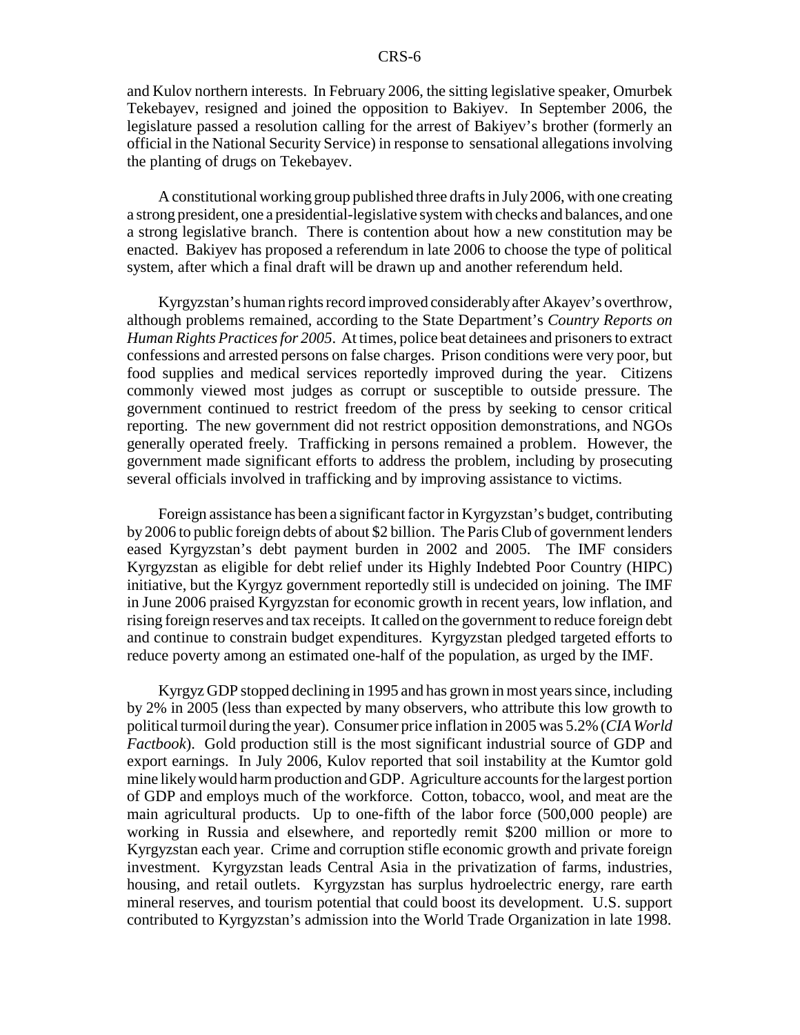and Kulov northern interests. In February 2006, the sitting legislative speaker, Omurbek Tekebayev, resigned and joined the opposition to Bakiyev. In September 2006, the legislature passed a resolution calling for the arrest of Bakiyev's brother (formerly an official in the National Security Service) in response to sensational allegations involving the planting of drugs on Tekebayev.

A constitutional working group published three drafts in July 2006, with one creating a strong president, one a presidential-legislative system with checks and balances, and one a strong legislative branch. There is contention about how a new constitution may be enacted. Bakiyev has proposed a referendum in late 2006 to choose the type of political system, after which a final draft will be drawn up and another referendum held.

Kyrgyzstan's human rights record improved considerably after Akayev's overthrow, although problems remained, according to the State Department's *Country Reports on Human Rights Practices for 2005*. At times, police beat detainees and prisoners to extract confessions and arrested persons on false charges. Prison conditions were very poor, but food supplies and medical services reportedly improved during the year. Citizens commonly viewed most judges as corrupt or susceptible to outside pressure. The government continued to restrict freedom of the press by seeking to censor critical reporting. The new government did not restrict opposition demonstrations, and NGOs generally operated freely. Trafficking in persons remained a problem. However, the government made significant efforts to address the problem, including by prosecuting several officials involved in trafficking and by improving assistance to victims.

Foreign assistance has been a significant factor in Kyrgyzstan's budget, contributing by 2006 to public foreign debts of about $2 billion. The Paris Club of government lenders eased Kyrgyzstan's debt payment burden in 2002 and 2005. The IMF considers Kyrgyzstan as eligible for debt relief under its Highly Indebted Poor Country (HIPC) initiative, but the Kyrgyz government reportedly still is undecided on joining. The IMF in June 2006 praised Kyrgyzstan for economic growth in recent years, low inflation, and rising foreign reserves and tax receipts. It called on the government to reduce foreign debt and continue to constrain budget expenditures. Kyrgyzstan pledged targeted efforts to reduce poverty among an estimated one-half of the population, as urged by the IMF.

Kyrgyz GDP stopped declining in 1995 and has grown in most years since, including by 2% in 2005 (less than expected by many observers, who attribute this low growth to political turmoil during the year). Consumer price inflation in 2005 was 5.2% (*CIA World Factbook*). Gold production still is the most significant industrial source of GDP and export earnings. In July 2006, Kulov reported that soil instability at the Kumtor gold mine likely would harm production and GDP. Agriculture accounts for the largest portion of GDP and employs much of the workforce. Cotton, tobacco, wool, and meat are the main agricultural products. Up to one-fifth of the labor force (500,000 people) are working in Russia and elsewhere, and reportedly remit $200 million or more to Kyrgyzstan each year. Crime and corruption stifle economic growth and private foreign investment. Kyrgyzstan leads Central Asia in the privatization of farms, industries, housing, and retail outlets. Kyrgyzstan has surplus hydroelectric energy, rare earth mineral reserves, and tourism potential that could boost its development. U.S. support contributed to Kyrgyzstan's admission into the World Trade Organization in late 1998.